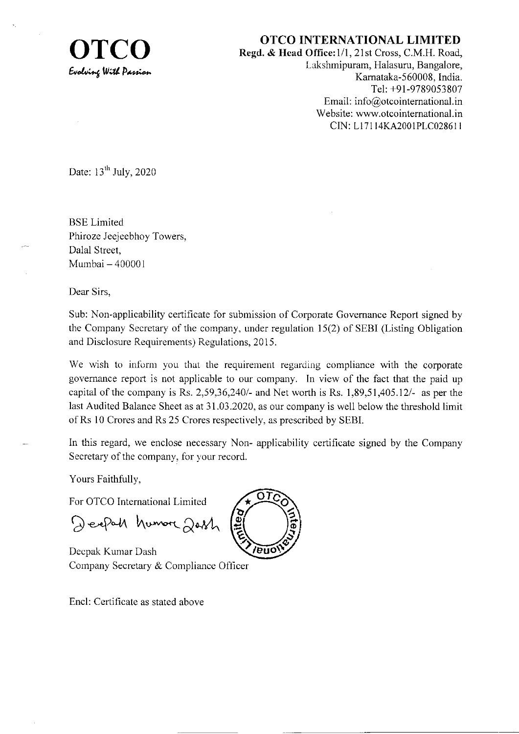# OTCO

*Evolving With Passion*

**OTCO INTERNATIONAL LIMITED**
**Regd. & Head Office:** 1/1, 21st Cross, C.M.H. Road,
Lakshmipuram, Halasuru, Bangalore,
Karnataka-560008, India.
Tel: +91-9789053807
Email: info@otcointernational.in
Website: www.otcointernational.in
CIN: L17114KA2001PLC028611

Date: 13th July, 2020

BSE Limited
Phiroze Jeejeebhoy Towers,
Dalal Street,
Mumbai – 400001

Dear Sirs,

Sub: Non-applicability certificate for submission of Corporate Governance Report signed by the Company Secretary of the company, under regulation 15(2) of SEBI (Listing Obligation and Disclosure Requirements) Regulations, 2015.

We wish to inform you that the requirement regarding compliance with the corporate governance report is not applicable to our company. In view of the fact that the paid up capital of the company is Rs. 2,59,36,240/- and Net worth is Rs. 1,89,51,405.12/- as per the last Audited Balance Sheet as at 31.03.2020, as our company is well below the threshold limit of Rs 10 Crores and Rs 25 Crores respectively, as prescribed by SEBI.

In this regard, we enclose necessary Non- applicability certificate signed by the Company Secretary of the company, for your record.

Yours Faithfully,

For OTCO International Limited

Deepak Kumar Dash
Company Secretary & Compliance Officer

Encl: Certificate as stated above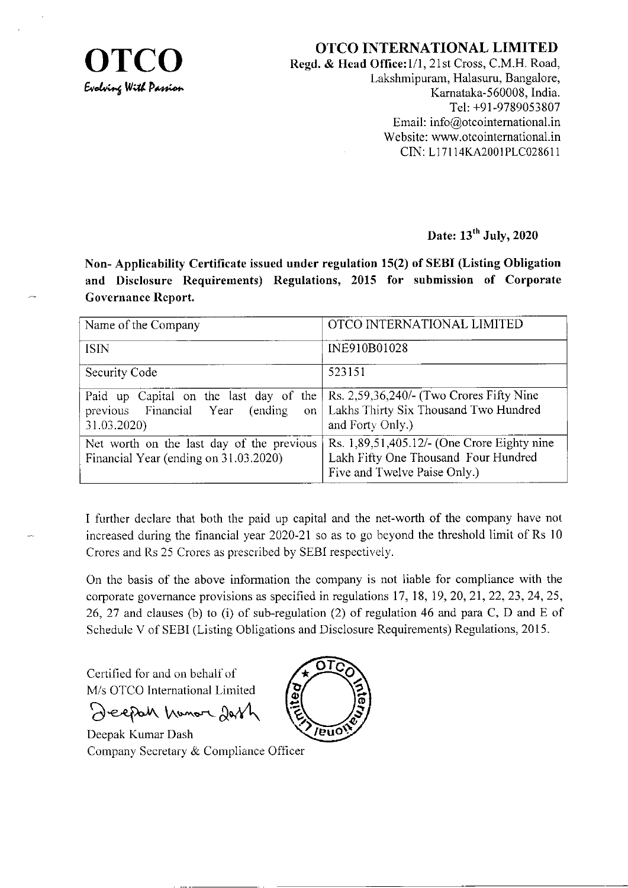**OTCO**
*Evolving With Passion*

## OTCO INTERNATIONAL LIMITED

Regd. & Head Office: 1/1, 21st Cross, C.M.H. Road,
Lakshmipuram, Halasuru, Bangalore,
Karnataka-560008, India.
Tel: +91-9789053807
Email: info@otcointernational.in
Website: www.otcointernational.in
CIN: L17114KA2001PLC028611

**Date: 13th July, 2020**

**Non- Applicability Certificate issued under regulation 15(2) of SEBI (Listing Obligation and Disclosure Requirements) Regulations, 2015 for submission of Corporate Governance Report.**

| | |
|---|---|
| Name of the Company | OTCO INTERNATIONAL LIMITED |
| ISIN | INE910B01028 |
| Security Code | 523151 |
| Paid up Capital on the last day of the previous Financial Year (ending on 31.03.2020) | Rs. 2,59,36,240/- (Two Crores Fifty Nine Lakhs Thirty Six Thousand Two Hundred and Forty Only.) |
| Net worth on the last day of the previous Financial Year (ending on 31.03.2020) | Rs. 1,89,51,405.12/- (One Crore Eighty nine Lakh Fifty One Thousand Four Hundred Five and Twelve Paise Only.) |

I further declare that both the paid up capital and the net-worth of the company have not increased during the financial year 2020-21 so as to go beyond the threshold limit of Rs 10 Crores and Rs 25 Crores as prescribed by SEBI respectively.

On the basis of the above information the company is not liable for compliance with the corporate governance provisions as specified in regulations 17, 18, 19, 20, 21, 22, 23, 24, 25, 26, 27 and clauses (b) to (i) of sub-regulation (2) of regulation 46 and para C, D and E of Schedule V of SEBI (Listing Obligations and Disclosure Requirements) Regulations, 2015.

Certified for and on behalf of
M/s OTCO International Limited

Deepak Kumar Dash
Company Secretary & Compliance Officer